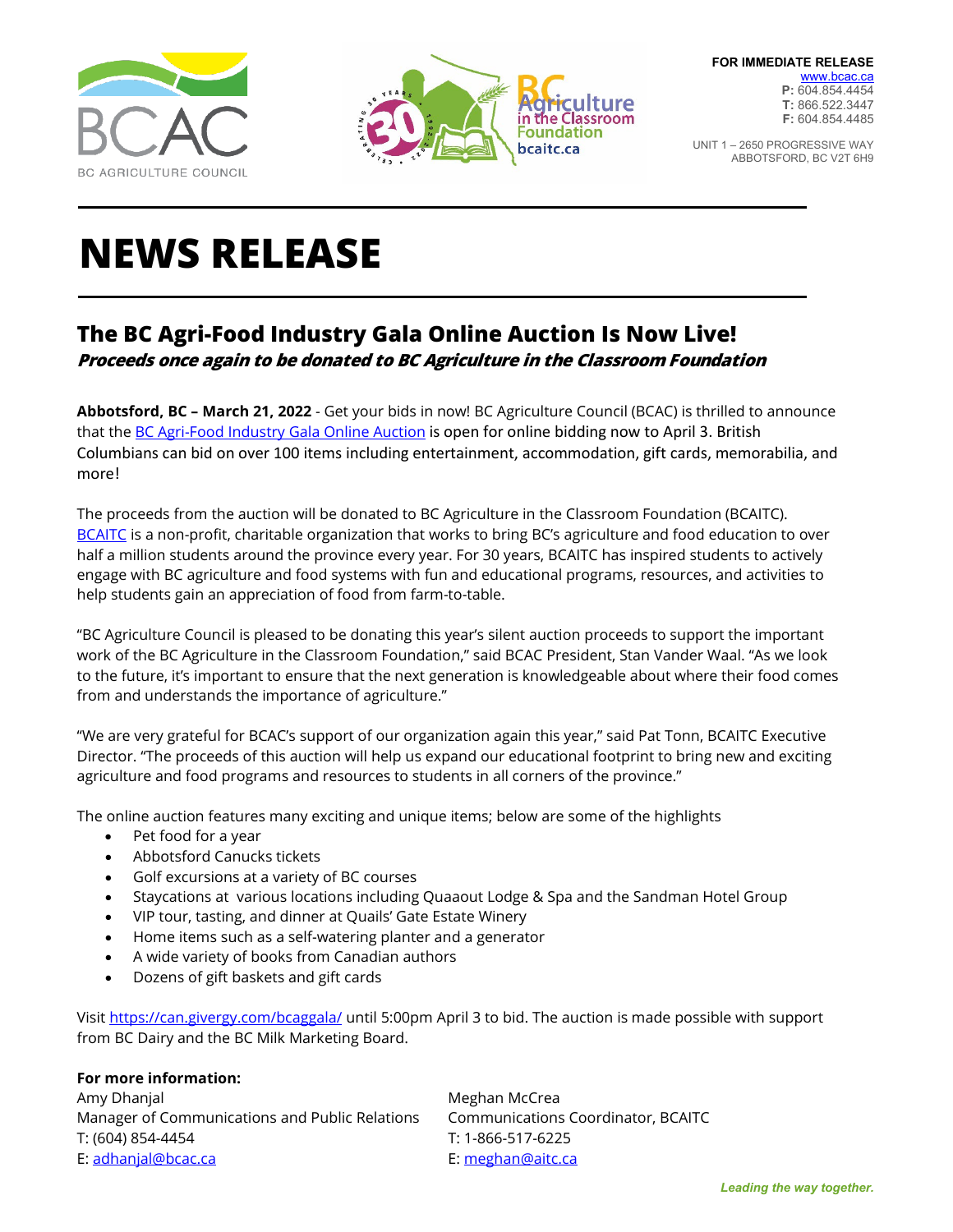BCAC
BC AGRICULTURE COUNCIL

BC Agriculture in the Classroom Foundation
bcaitc.ca

**FOR IMMEDIATE RELEASE**
www.bcac.ca
**P:** 604.854.4454
**T:** 866.522.3447
**F:** 604.854.4485

UNIT 1 – 2650 PROGRESSIVE WAY
ABBOTSFORD, BC V2T 6H9

# NEWS RELEASE

## The BC Agri-Food Industry Gala Online Auction Is Now Live!

***Proceeds once again to be donated to BC Agriculture in the Classroom Foundation***

**Abbotsford, BC – March 21, 2022** - Get your bids in now! BC Agriculture Council (BCAC) is thrilled to announce that the BC Agri-Food Industry Gala Online Auction is open for online bidding now to April 3. British Columbians can bid on over 100 items including entertainment, accommodation, gift cards, memorabilia, and more!

The proceeds from the auction will be donated to BC Agriculture in the Classroom Foundation (BCAITC). BCAITC is a non-profit, charitable organization that works to bring BC's agriculture and food education to over half a million students around the province every year. For 30 years, BCAITC has inspired students to actively engage with BC agriculture and food systems with fun and educational programs, resources, and activities to help students gain an appreciation of food from farm-to-table.

"BC Agriculture Council is pleased to be donating this year's silent auction proceeds to support the important work of the BC Agriculture in the Classroom Foundation," said BCAC President, Stan Vander Waal. "As we look to the future, it's important to ensure that the next generation is knowledgeable about where their food comes from and understands the importance of agriculture."

"We are very grateful for BCAC's support of our organization again this year," said Pat Tonn, BCAITC Executive Director. "The proceeds of this auction will help us expand our educational footprint to bring new and exciting agriculture and food programs and resources to students in all corners of the province."

The online auction features many exciting and unique items; below are some of the highlights

- Pet food for a year
- Abbotsford Canucks tickets
- Golf excursions at a variety of BC courses
- Staycations at various locations including Quaaout Lodge & Spa and the Sandman Hotel Group
- VIP tour, tasting, and dinner at Quails' Gate Estate Winery
- Home items such as a self-watering planter and a generator
- A wide variety of books from Canadian authors
- Dozens of gift baskets and gift cards

Visit https://can.givergy.com/bcaggala/ until 5:00pm April 3 to bid. The auction is made possible with support from BC Dairy and the BC Milk Marketing Board.

**For more information:**

Amy Dhanjal
Manager of Communications and Public Relations
T: (604) 854-4454
E: adhanjal@bcac.ca

Meghan McCrea
Communications Coordinator, BCAITC
T: 1-866-517-6225
E: meghan@aitc.ca

*Leading the way together.*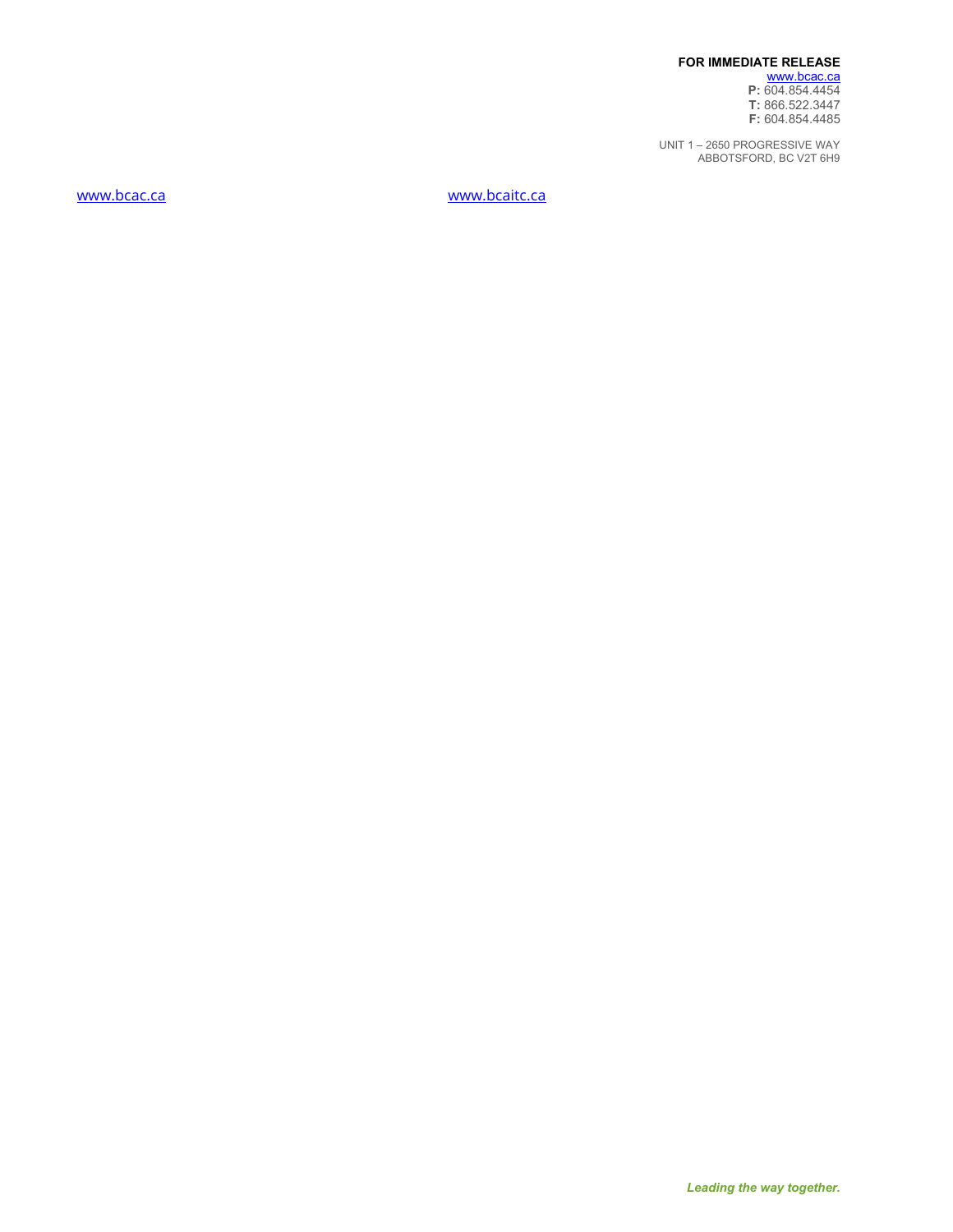**FOR IMMEDIATE RELEASE**
www.bcac.ca
**P:** 604.854.4454
**T:** 866.522.3447
**F:** 604.854.4485

UNIT 1 – 2650 PROGRESSIVE WAY
ABBOTSFORD, BC V2T 6H9

www.bcac.ca www.bcaitc.ca

***Leading the way together.***